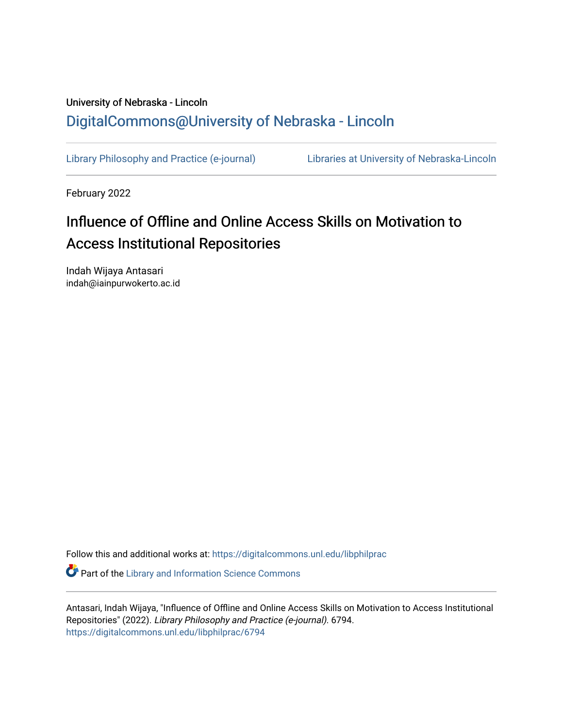University of Nebraska - Lincoln

DigitalCommons@University of Nebraska - Lincoln

Library Philosophy and Practice (e-journal) Libraries at University of Nebraska-Lincoln

February 2022

# Influence of Offline and Online Access Skills on Motivation to Access Institutional Repositories

Indah Wijaya Antasari
indah@iainpurwokerto.ac.id

Follow this and additional works at: https://digitalcommons.unl.edu/libphilprac

Part of the Library and Information Science Commons

Antasari, Indah Wijaya, "Influence of Offline and Online Access Skills on Motivation to Access Institutional Repositories" (2022). *Library Philosophy and Practice (e-journal)*. 6794.
https://digitalcommons.unl.edu/libphilprac/6794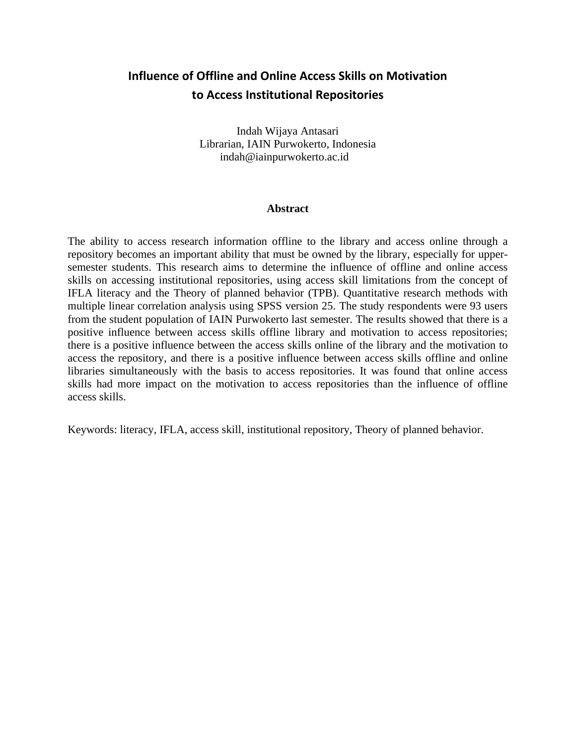# Influence of Offline and Online Access Skills on Motivation to Access Institutional Repositories

Indah Wijaya Antasari
Librarian, IAIN Purwokerto, Indonesia
indah@iainpurwokerto.ac.id

## Abstract

The ability to access research information offline to the library and access online through a repository becomes an important ability that must be owned by the library, especially for upper-semester students. This research aims to determine the influence of offline and online access skills on accessing institutional repositories, using access skill limitations from the concept of IFLA literacy and the Theory of planned behavior (TPB). Quantitative research methods with multiple linear correlation analysis using SPSS version 25. The study respondents were 93 users from the student population of IAIN Purwokerto last semester. The results showed that there is a positive influence between access skills offline library and motivation to access repositories; there is a positive influence between the access skills online of the library and the motivation to access the repository, and there is a positive influence between access skills offline and online libraries simultaneously with the basis to access repositories. It was found that online access skills had more impact on the motivation to access repositories than the influence of offline access skills.

Keywords: literacy, IFLA, access skill, institutional repository, Theory of planned behavior.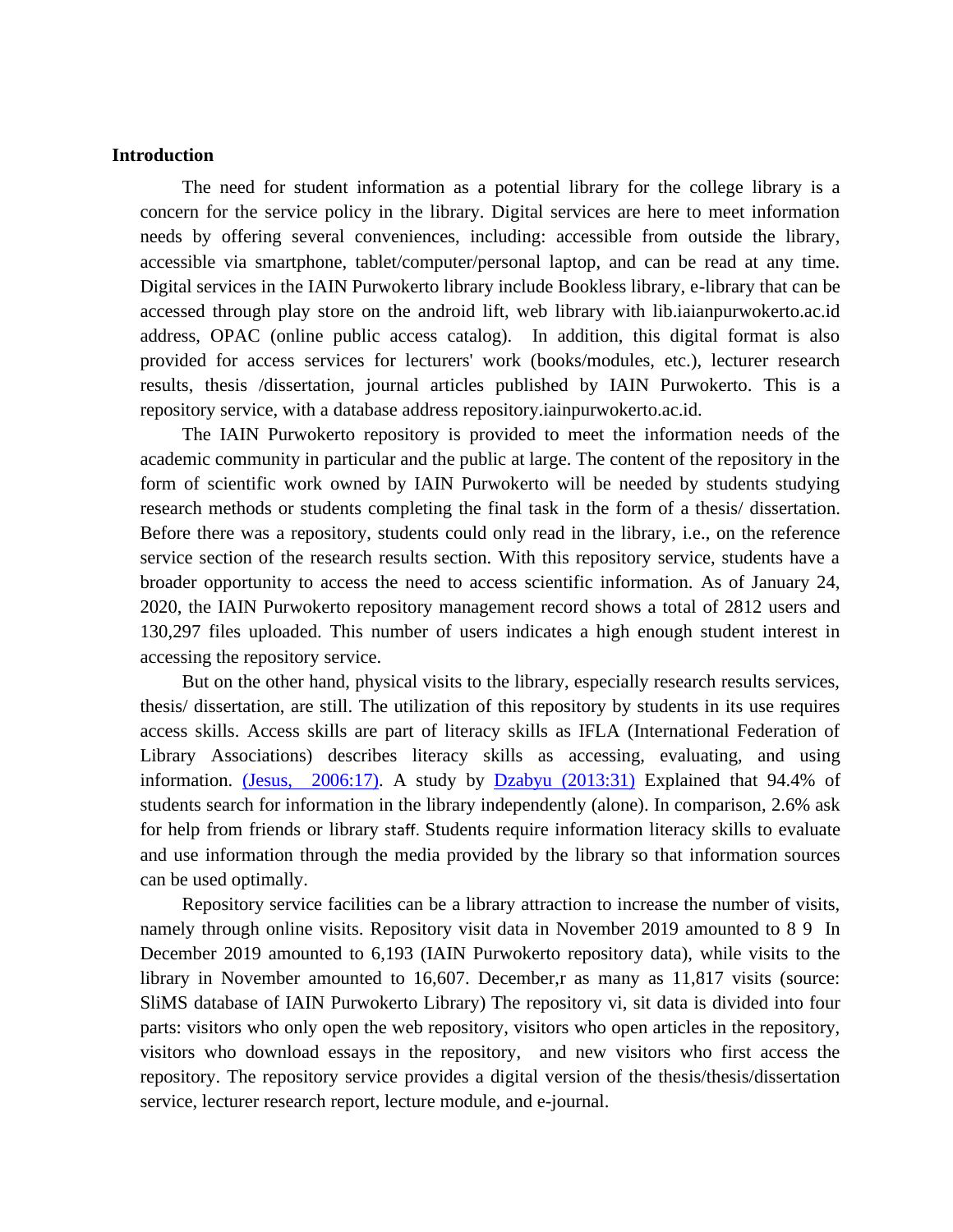**Introduction**

The need for student information as a potential library for the college library is a concern for the service policy in the library. Digital services are here to meet information needs by offering several conveniences, including: accessible from outside the library, accessible via smartphone, tablet/computer/personal laptop, and can be read at any time. Digital services in the IAIN Purwokerto library include Bookless library, e-library that can be accessed through play store on the android lift, web library with lib.iaianpurwokerto.ac.id address, OPAC (online public access catalog). In addition, this digital format is also provided for access services for lecturers' work (books/modules, etc.), lecturer research results, thesis /dissertation, journal articles published by IAIN Purwokerto. This is a repository service, with a database address repository.iainpurwokerto.ac.id.

The IAIN Purwokerto repository is provided to meet the information needs of the academic community in particular and the public at large. The content of the repository in the form of scientific work owned by IAIN Purwokerto will be needed by students studying research methods or students completing the final task in the form of a thesis/ dissertation. Before there was a repository, students could only read in the library, i.e., on the reference service section of the research results section. With this repository service, students have a broader opportunity to access the need to access scientific information. As of January 24, 2020, the IAIN Purwokerto repository management record shows a total of 2812 users and 130,297 files uploaded. This number of users indicates a high enough student interest in accessing the repository service.

But on the other hand, physical visits to the library, especially research results services, thesis/ dissertation, are still. The utilization of this repository by students in its use requires access skills. Access skills are part of literacy skills as IFLA (International Federation of Library Associations) describes literacy skills as accessing, evaluating, and using information. (Jesus, 2006:17). A study by Dzabyu (2013:31) Explained that 94.4% of students search for information in the library independently (alone). In comparison, 2.6% ask for help from friends or library staff. Students require information literacy skills to evaluate and use information through the media provided by the library so that information sources can be used optimally.

Repository service facilities can be a library attraction to increase the number of visits, namely through online visits. Repository visit data in November 2019 amounted to 8 9 In December 2019 amounted to 6,193 (IAIN Purwokerto repository data), while visits to the library in November amounted to 16,607. December,r as many as 11,817 visits (source: SliMS database of IAIN Purwokerto Library) The repository vi, sit data is divided into four parts: visitors who only open the web repository, visitors who open articles in the repository, visitors who download essays in the repository, and new visitors who first access the repository. The repository service provides a digital version of the thesis/thesis/dissertation service, lecturer research report, lecture module, and e-journal.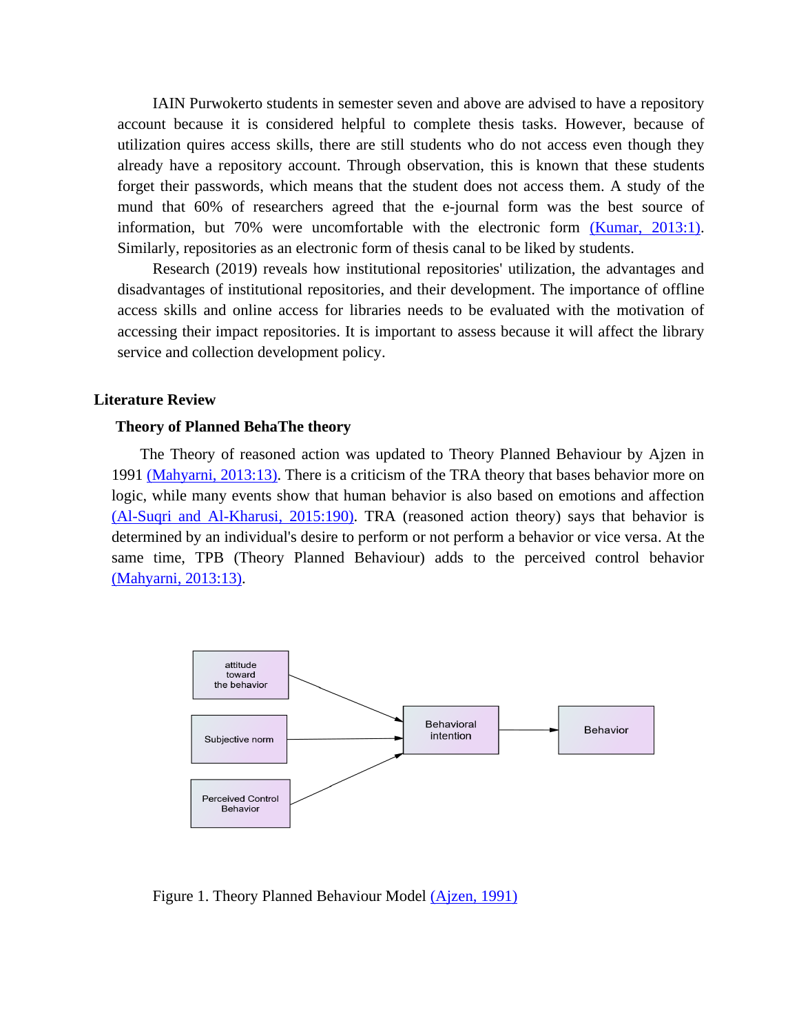IAIN Purwokerto students in semester seven and above are advised to have a repository account because it is considered helpful to complete thesis tasks. However, because of utilization quires access skills, there are still students who do not access even though they already have a repository account. Through observation, this is known that these students forget their passwords, which means that the student does not access them. A study of the mund that 60% of researchers agreed that the e-journal form was the best source of information, but 70% were uncomfortable with the electronic form (Kumar, 2013:1). Similarly, repositories as an electronic form of thesis canal to be liked by students.

Research (2019) reveals how institutional repositories' utilization, the advantages and disadvantages of institutional repositories, and their development. The importance of offline access skills and online access for libraries needs to be evaluated with the motivation of accessing their impact repositories. It is important to assess because it will affect the library service and collection development policy.

## Literature Review

### Theory of Planned BehaThe theory

The Theory of reasoned action was updated to Theory Planned Behaviour by Ajzen in 1991 (Mahyarni, 2013:13). There is a criticism of the TRA theory that bases behavior more on logic, while many events show that human behavior is also based on emotions and affection (Al-Suqri and Al-Kharusi, 2015:190). TRA (reasoned action theory) says that behavior is determined by an individual's desire to perform or not perform a behavior or vice versa. At the same time, TPB (Theory Planned Behaviour) adds to the perceived control behavior (Mahyarni, 2013:13).

attitude toward the behavior → Behavioral intention
Subjective norm → Behavioral intention
Perceived Control Behavior → Behavioral intention
Behavioral intention → Behavior

Figure 1. Theory Planned Behaviour Model (Ajzen, 1991)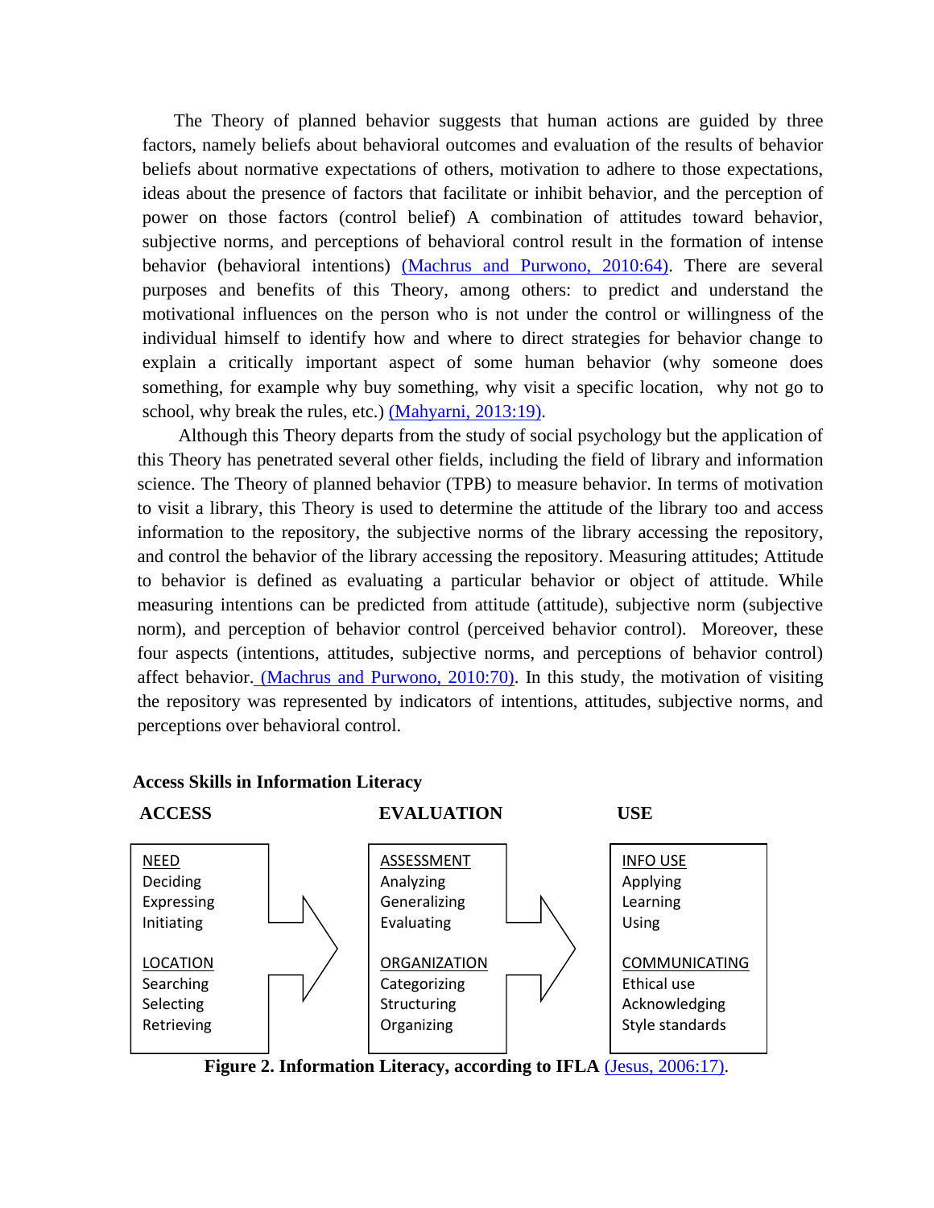The Theory of planned behavior suggests that human actions are guided by three factors, namely beliefs about behavioral outcomes and evaluation of the results of behavior beliefs about normative expectations of others, motivation to adhere to those expectations, ideas about the presence of factors that facilitate or inhibit behavior, and the perception of power on those factors (control belief) A combination of attitudes toward behavior, subjective norms, and perceptions of behavioral control result in the formation of intense behavior (behavioral intentions) (Machrus and Purwono, 2010:64). There are several purposes and benefits of this Theory, among others: to predict and understand the motivational influences on the person who is not under the control or willingness of the individual himself to identify how and where to direct strategies for behavior change to explain a critically important aspect of some human behavior (why someone does something, for example why buy something, why visit a specific location, why not go to school, why break the rules, etc.) (Mahyarni, 2013:19).

Although this Theory departs from the study of social psychology but the application of this Theory has penetrated several other fields, including the field of library and information science. The Theory of planned behavior (TPB) to measure behavior. In terms of motivation to visit a library, this Theory is used to determine the attitude of the library too and access information to the repository, the subjective norms of the library accessing the repository, and control the behavior of the library accessing the repository. Measuring attitudes; Attitude to behavior is defined as evaluating a particular behavior or object of attitude. While measuring intentions can be predicted from attitude (attitude), subjective norm (subjective norm), and perception of behavior control (perceived behavior control). Moreover, these four aspects (intentions, attitudes, subjective norms, and perceptions of behavior control) affect behavior. (Machrus and Purwono, 2010:70). In this study, the motivation of visiting the repository was represented by indicators of intentions, attitudes, subjective norms, and perceptions over behavioral control.

**Access Skills in Information Literacy**

| ACCESS | EVALUATION | USE |
|---|---|---|
| NEED<br>Deciding<br>Expressing<br>Initiating | ASSESSMENT<br>Analyzing<br>Generalizing<br>Evaluating | INFO USE<br>Applying<br>Learning<br>Using |
| LOCATION<br>Searching<br>Selecting<br>Retrieving | ORGANIZATION<br>Categorizing<br>Structuring<br>Organizing | COMMUNICATING<br>Ethical use<br>Acknowledging<br>Style standards |

**Figure 2. Information Literacy, according to IFLA** (Jesus, 2006:17).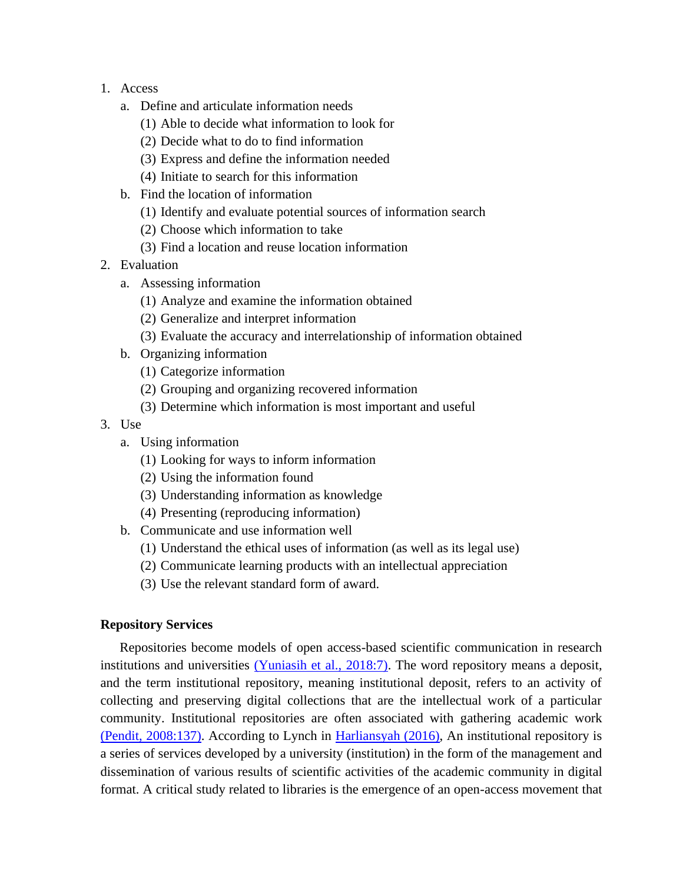1. Access
   a. Define and articulate information needs
      (1) Able to decide what information to look for
      (2) Decide what to do to find information
      (3) Express and define the information needed
      (4) Initiate to search for this information
   b. Find the location of information
      (1) Identify and evaluate potential sources of information search
      (2) Choose which information to take
      (3) Find a location and reuse location information
2. Evaluation
   a. Assessing information
      (1) Analyze and examine the information obtained
      (2) Generalize and interpret information
      (3) Evaluate the accuracy and interrelationship of information obtained
   b. Organizing information
      (1) Categorize information
      (2) Grouping and organizing recovered information
      (3) Determine which information is most important and useful
3. Use
   a. Using information
      (1) Looking for ways to inform information
      (2) Using the information found
      (3) Understanding information as knowledge
      (4) Presenting (reproducing information)
   b. Communicate and use information well
      (1) Understand the ethical uses of information (as well as its legal use)
      (2) Communicate learning products with an intellectual appreciation
      (3) Use the relevant standard form of award.

**Repository Services**

Repositories become models of open access-based scientific communication in research institutions and universities (Yuniasih et al., 2018:7). The word repository means a deposit, and the term institutional repository, meaning institutional deposit, refers to an activity of collecting and preserving digital collections that are the intellectual work of a particular community. Institutional repositories are often associated with gathering academic work (Pendit, 2008:137). According to Lynch in Harliansyah (2016), An institutional repository is a series of services developed by a university (institution) in the form of the management and dissemination of various results of scientific activities of the academic community in digital format. A critical study related to libraries is the emergence of an open-access movement that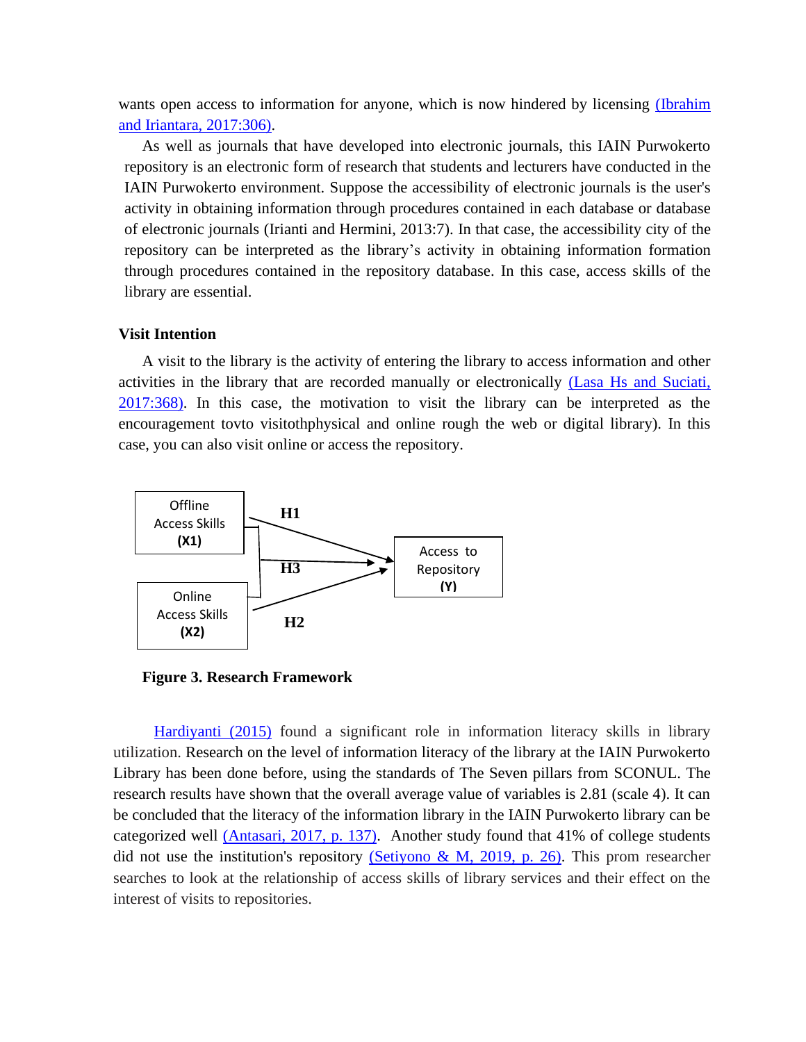wants open access to information for anyone, which is now hindered by licensing (Ibrahim and Iriantara, 2017:306).

As well as journals that have developed into electronic journals, this IAIN Purwokerto repository is an electronic form of research that students and lecturers have conducted in the IAIN Purwokerto environment. Suppose the accessibility of electronic journals is the user's activity in obtaining information through procedures contained in each database or database of electronic journals (Irianti and Hermini, 2013:7). In that case, the accessibility city of the repository can be interpreted as the library's activity in obtaining information formation through procedures contained in the repository database. In this case, access skills of the library are essential.

### Visit Intention

A visit to the library is the activity of entering the library to access information and other activities in the library that are recorded manually or electronically (Lasa Hs and Suciati, 2017:368). In this case, the motivation to visit the library can be interpreted as the encouragement tovto visitothphysical and online rough the web or digital library). In this case, you can also visit online or access the repository.

Offline Access Skills (X1) —H1→ Access to Repository (Y)

Online Access Skills (X2) —H2→ Access to Repository (Y)

Offline Access Skills (X1) and Online Access Skills (X2) —H3→ Access to Repository (Y)

**Figure 3. Research Framework**

Hardiyanti (2015) found a significant role in information literacy skills in library utilization. Research on the level of information literacy of the library at the IAIN Purwokerto Library has been done before, using the standards of The Seven pillars from SCONUL. The research results have shown that the overall average value of variables is 2.81 (scale 4). It can be concluded that the literacy of the information library in the IAIN Purwokerto library can be categorized well (Antasari, 2017, p. 137). Another study found that 41% of college students did not use the institution's repository (Setiyono & M, 2019, p. 26). This prom researcher searches to look at the relationship of access skills of library services and their effect on the interest of visits to repositories.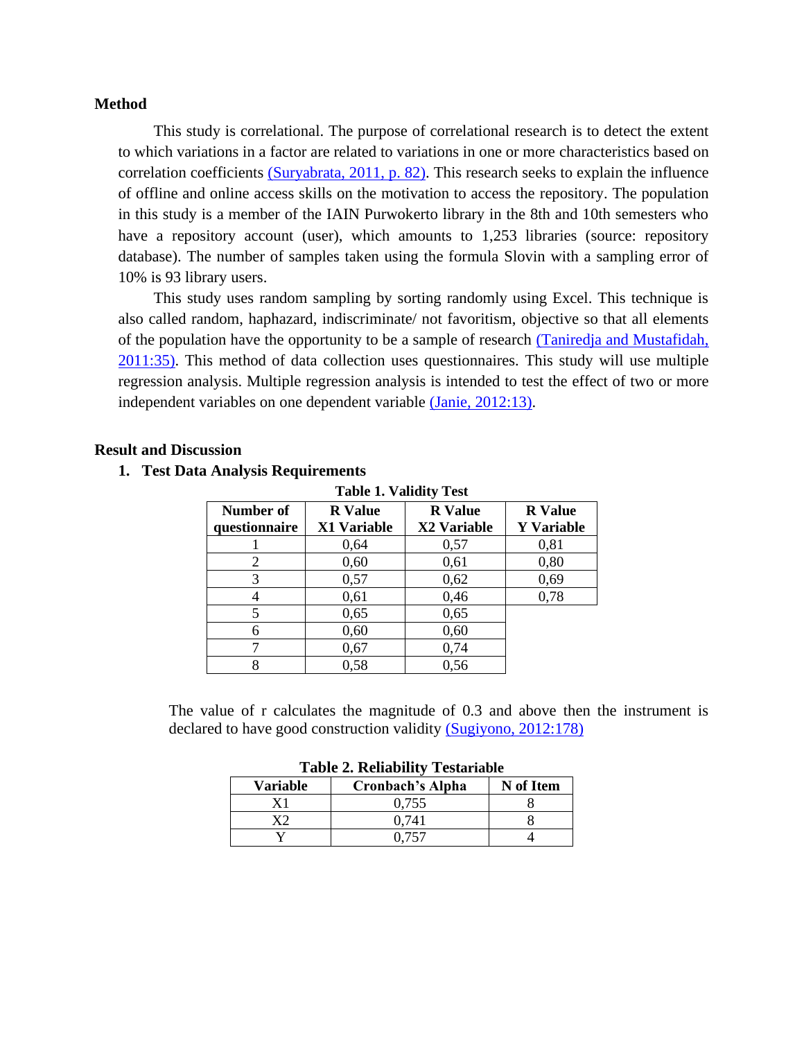## Method

This study is correlational. The purpose of correlational research is to detect the extent to which variations in a factor are related to variations in one or more characteristics based on correlation coefficients (Suryabrata, 2011, p. 82). This research seeks to explain the influence of offline and online access skills on the motivation to access the repository. The population in this study is a member of the IAIN Purwokerto library in the 8th and 10th semesters who have a repository account (user), which amounts to 1,253 libraries (source: repository database). The number of samples taken using the formula Slovin with a sampling error of 10% is 93 library users.

This study uses random sampling by sorting randomly using Excel. This technique is also called random, haphazard, indiscriminate/ not favoritism, objective so that all elements of the population have the opportunity to be a sample of research (Taniredja and Mustafidah, 2011:35). This method of data collection uses questionnaires. This study will use multiple regression analysis. Multiple regression analysis is intended to test the effect of two or more independent variables on one dependent variable (Janie, 2012:13).

## Result and Discussion

### 1. Test Data Analysis Requirements

**Table 1. Validity Test**

| Number of questionnaire | R Value X1 Variable | R Value X2 Variable | R Value Y Variable |
|---|---|---|---|
| 1 | 0,64 | 0,57 | 0,81 |
| 2 | 0,60 | 0,61 | 0,80 |
| 3 | 0,57 | 0,62 | 0,69 |
| 4 | 0,61 | 0,46 | 0,78 |
| 5 | 0,65 | 0,65 | |
| 6 | 0,60 | 0,60 | |
| 7 | 0,67 | 0,74 | |
| 8 | 0,58 | 0,56 | |

The value of r calculates the magnitude of 0.3 and above then the instrument is declared to have good construction validity (Sugiyono, 2012:178)

**Table 2. Reliability Testariable**

| Variable | Cronbach's Alpha | N of Item |
|---|---|---|
| X1 | 0,755 | 8 |
| X2 | 0,741 | 8 |
| Y | 0,757 | 4 |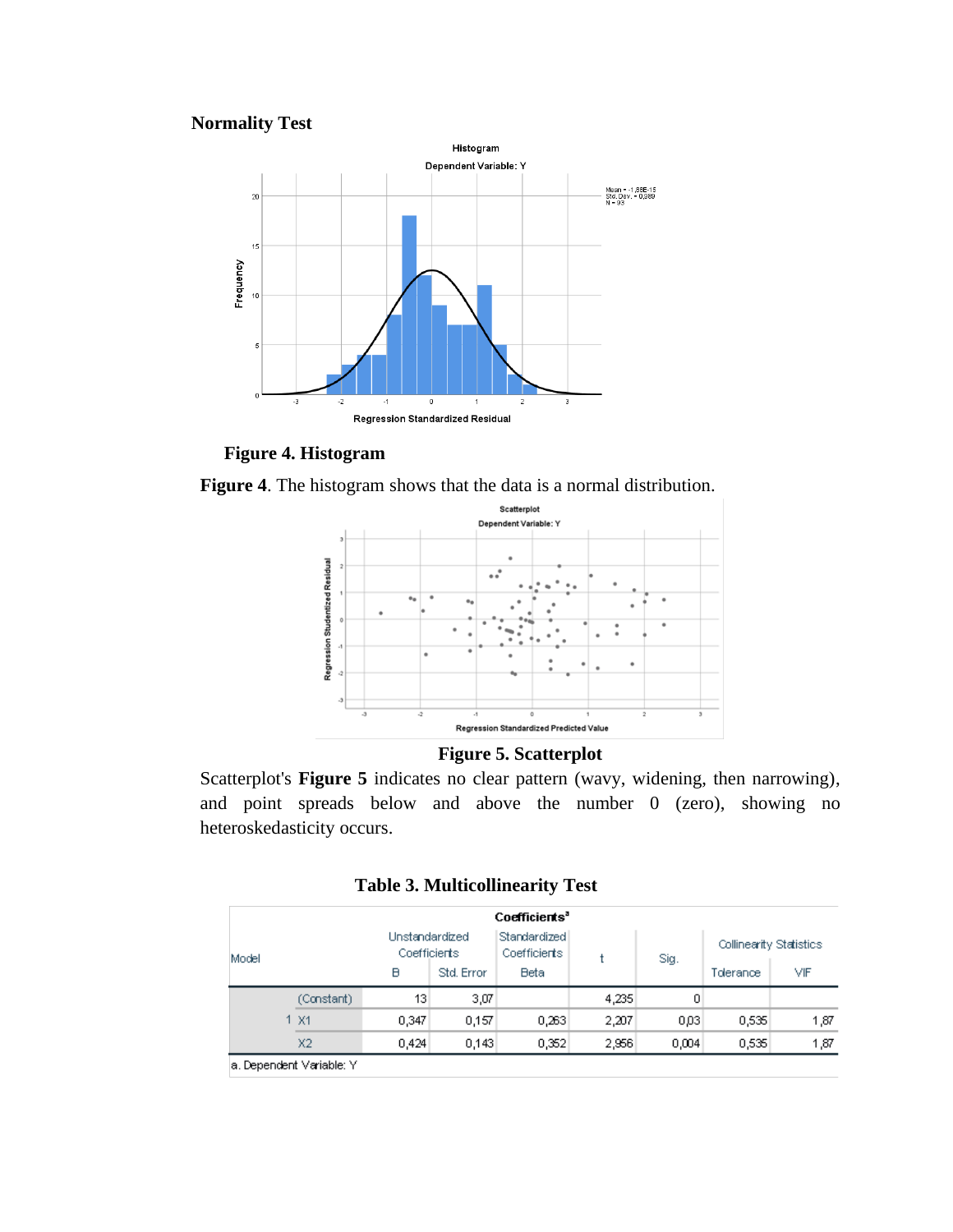**Normality Test**

**Figure 4. Histogram**

**Figure 4**. The histogram shows that the data is a normal distribution.

**Figure 5. Scatterplot**

Scatterplot's **Figure 5** indicates no clear pattern (wavy, widening, then narrowing), and point spreads below and above the number 0 (zero), showing no heteroskedasticity occurs.

**Table 3. Multicollinearity Test**

| Model | | Unstandardized Coefficients | | Standardized Coefficients | t | Sig. | Collinearity Statistics | |
|---|---|---|---|---|---|---|---|---|
| | | B | Std. Error | Beta | | | Tolerance | VIF |
| 1 | (Constant) | 13 | 3,07 | | 4,235 | 0 | | |
| | X1 | 0,347 | 0,157 | 0,263 | 2,207 | 0,03 | 0,535 | 1,87 |
| | X2 | 0,424 | 0,143 | 0,352 | 2,956 | 0,004 | 0,535 | 1,87 |

a. Dependent Variable: Y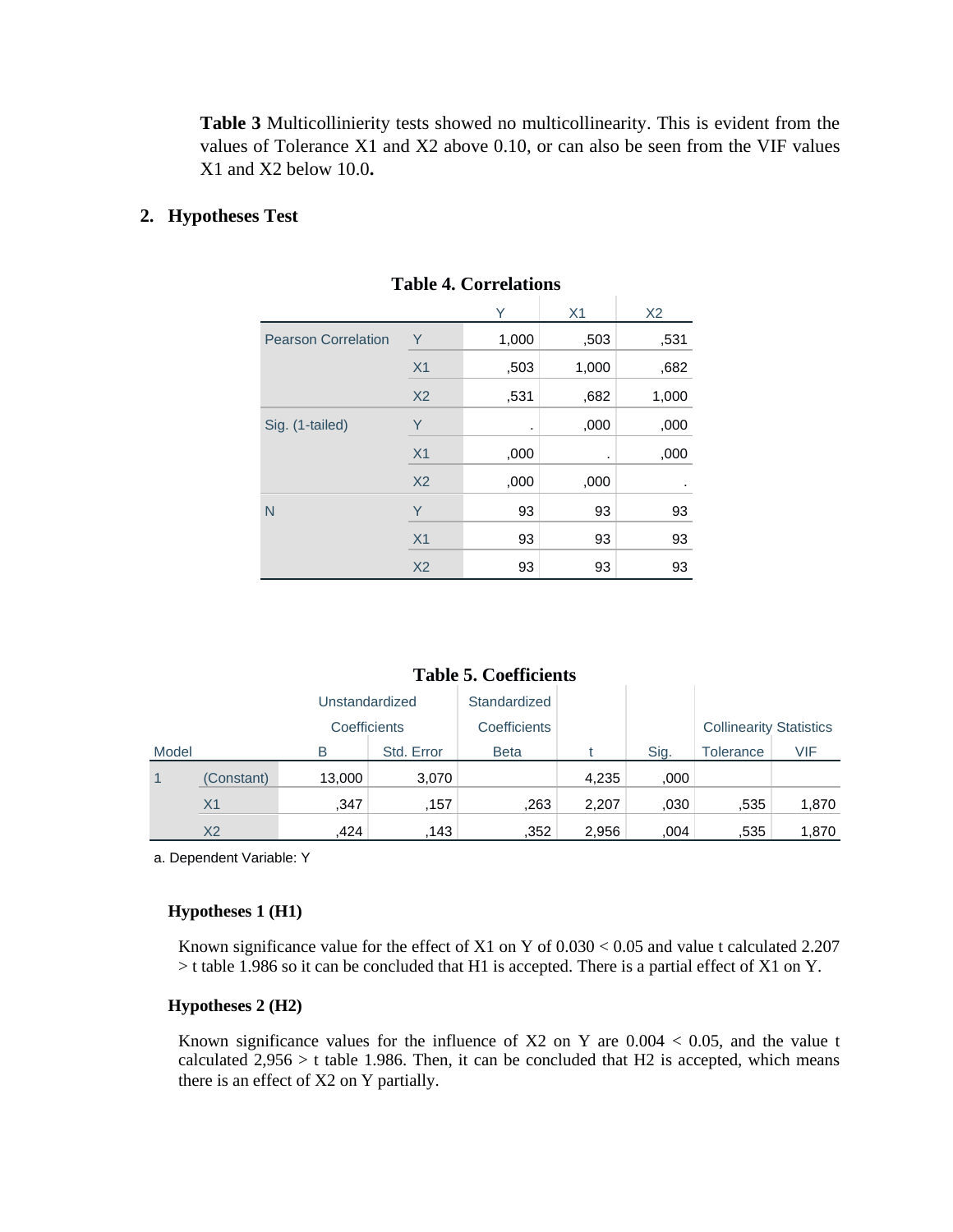**Table 3** Multicollinierity tests showed no multicollinearity. This is evident from the values of Tolerance X1 and X2 above 0.10, or can also be seen from the VIF values X1 and X2 below 10.0**.**

## 2. Hypotheses Test

**Table 4. Correlations**

| | | Y | X1 | X2 |
|---|---|---|---|---|
| Pearson Correlation | Y | 1,000 | ,503 | ,531 |
| | X1 | ,503 | 1,000 | ,682 |
| | X2 | ,531 | ,682 | 1,000 |
| Sig. (1-tailed) | Y | . | ,000 | ,000 |
| | X1 | ,000 | . | ,000 |
| | X2 | ,000 | ,000 | . |
| N | Y | 93 | 93 | 93 |
| | X1 | 93 | 93 | 93 |
| | X2 | 93 | 93 | 93 |

**Table 5. Coefficients**

| Model | | Unstandardized Coefficients | | Standardized Coefficients | | | Collinearity Statistics | |
|---|---|---|---|---|---|---|---|---|
| | | B | Std. Error | Beta | t | Sig. | Tolerance | VIF |
| 1 | (Constant) | 13,000 | 3,070 | | 4,235 | ,000 | | |
| | X1 | ,347 | ,157 | ,263 | 2,207 | ,030 | ,535 | 1,870 |
| | X2 | ,424 | ,143 | ,352 | 2,956 | ,004 | ,535 | 1,870 |

a. Dependent Variable: Y

### Hypotheses 1 (H1)

Known significance value for the effect of X1 on Y of 0.030 < 0.05 and value t calculated 2.207 > t table 1.986 so it can be concluded that H1 is accepted. There is a partial effect of X1 on Y.

### Hypotheses 2 (H2)

Known significance values for the influence of X2 on Y are 0.004 < 0.05, and the value t calculated 2,956 > t table 1.986. Then, it can be concluded that H2 is accepted, which means there is an effect of X2 on Y partially.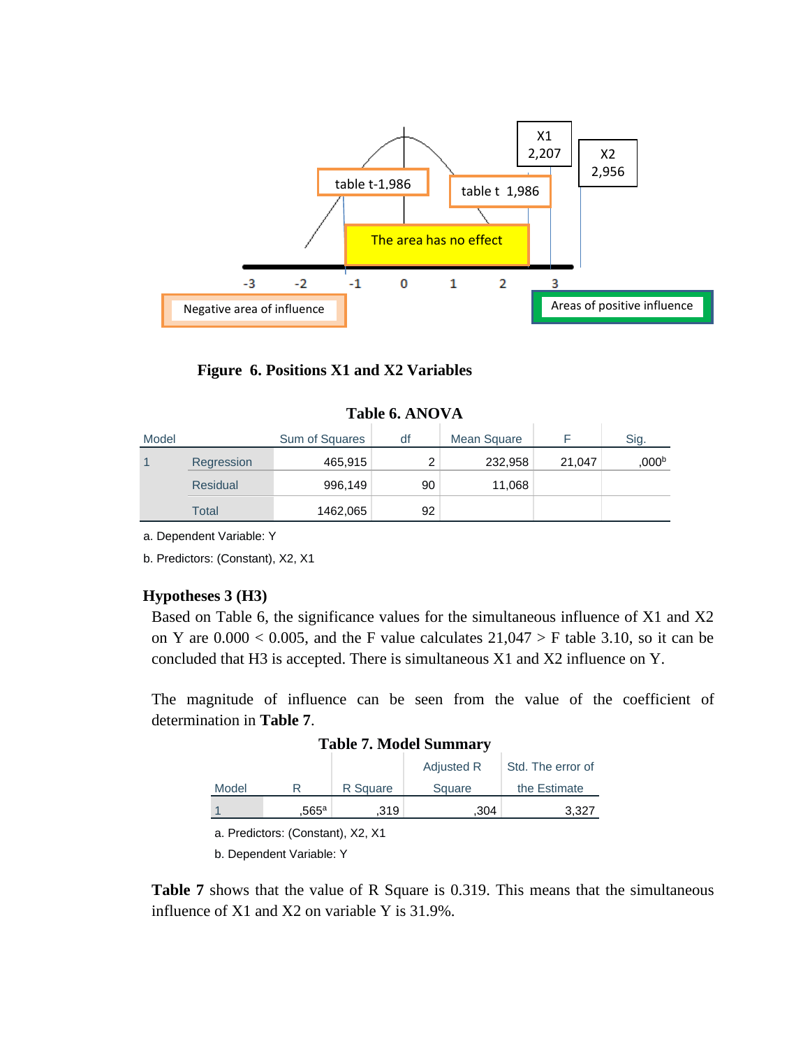**Figure 6. Positions X1 and X2 Variables**

**Table 6. ANOVA**

| Model | | Sum of Squares | df | Mean Square | F | Sig. |
|---|---|---|---|---|---|---|
| 1 | Regression | 465,915 | 2 | 232,958 | 21,047 | ,000[b] |
| | Residual | 996,149 | 90 | 11,068 | | |
| | Total | 1462,065 | 92 | | | |

a. Dependent Variable: Y

b. Predictors: (Constant), X2, X1

### Hypotheses 3 (H3)

Based on Table 6, the significance values for the simultaneous influence of X1 and X2 on Y are 0.000 < 0.005, and the F value calculates 21,047 > F table 3.10, so it can be concluded that H3 is accepted. There is simultaneous X1 and X2 influence on Y.

The magnitude of influence can be seen from the value of the coefficient of determination in **Table 7**.

**Table 7. Model Summary**

| Model | R | R Square | Adjusted R Square | Std. The error of the Estimate |
|---|---|---|---|---|
| 1 | ,565[a] | ,319 | ,304 | 3,327 |

a. Predictors: (Constant), X2, X1

b. Dependent Variable: Y

**Table 7** shows that the value of R Square is 0.319. This means that the simultaneous influence of X1 and X2 on variable Y is 31.9%.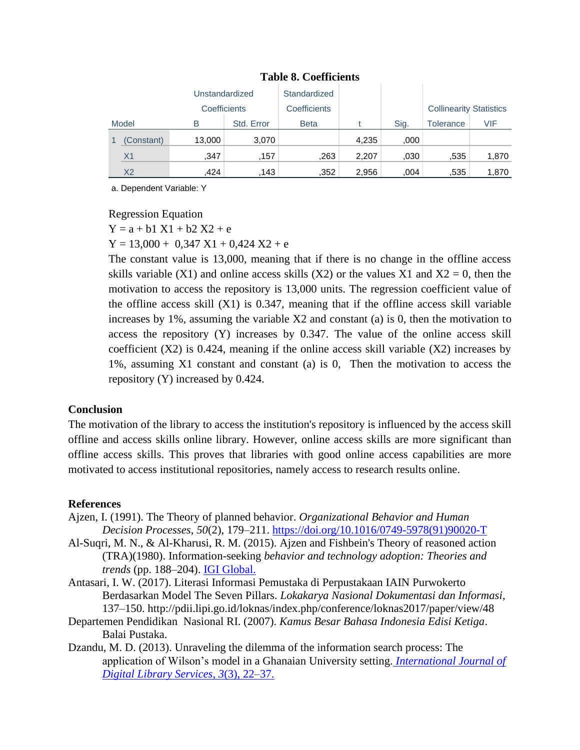**Table 8. Coefficients**

| Model | | Unstandardized Coefficients | | Standardized Coefficients | t | Sig. | Collinearity Statistics | |
|---|---|---|---|---|---|---|---|---|
| | | B | Std. Error | Beta | | | Tolerance | VIF |
| 1 | (Constant) | 13,000 | 3,070 | | 4,235 | ,000 | | |
| | X1 | ,347 | ,157 | ,263 | 2,207 | ,030 | ,535 | 1,870 |
| | X2 | ,424 | ,143 | ,352 | 2,956 | ,004 | ,535 | 1,870 |

a. Dependent Variable: Y

Regression Equation

Y = a + b1 X1 + b2 X2 + e

Y = 13,000 + 0,347 X1 + 0,424 X2 + e

The constant value is 13,000, meaning that if there is no change in the offline access skills variable (X1) and online access skills (X2) or the values X1 and X2 = 0, then the motivation to access the repository is 13,000 units. The regression coefficient value of the offline access skill (X1) is 0.347, meaning that if the offline access skill variable increases by 1%, assuming the variable X2 and constant (a) is 0, then the motivation to access the repository (Y) increases by 0.347. The value of the online access skill coefficient (X2) is 0.424, meaning if the online access skill variable (X2) increases by 1%, assuming X1 constant and constant (a) is 0, Then the motivation to access the repository (Y) increased by 0.424.

## Conclusion

The motivation of the library to access the institution's repository is influenced by the access skill offline and access skills online library. However, online access skills are more significant than offline access skills. This proves that libraries with good online access capabilities are more motivated to access institutional repositories, namely access to research results online.

## References

Ajzen, I. (1991). The Theory of planned behavior. *Organizational Behavior and Human Decision Processes*, *50*(2), 179–211. https://doi.org/10.1016/0749-5978(91)90020-T

Al-Suqri, M. N., & Al-Kharusi, R. M. (2015). Ajzen and Fishbein's Theory of reasoned action (TRA)(1980). Information-seeking *behavior and technology adoption: Theories and trends* (pp. 188–204). IGI Global.

Antasari, I. W. (2017). Literasi Informasi Pemustaka di Perpustakaan IAIN Purwokerto Berdasarkan Model The Seven Pillars. *Lokakarya Nasional Dokumentasi dan Informasi*, 137–150. http://pdii.lipi.go.id/loknas/index.php/conference/loknas2017/paper/view/48

Departemen Pendidikan Nasional RI. (2007). *Kamus Besar Bahasa Indonesia Edisi Ketiga*. Balai Pustaka.

Dzandu, M. D. (2013). Unraveling the dilemma of the information search process: The application of Wilson's model in a Ghanaian University setting. *International Journal of Digital Library Services*, *3*(3), 22–37.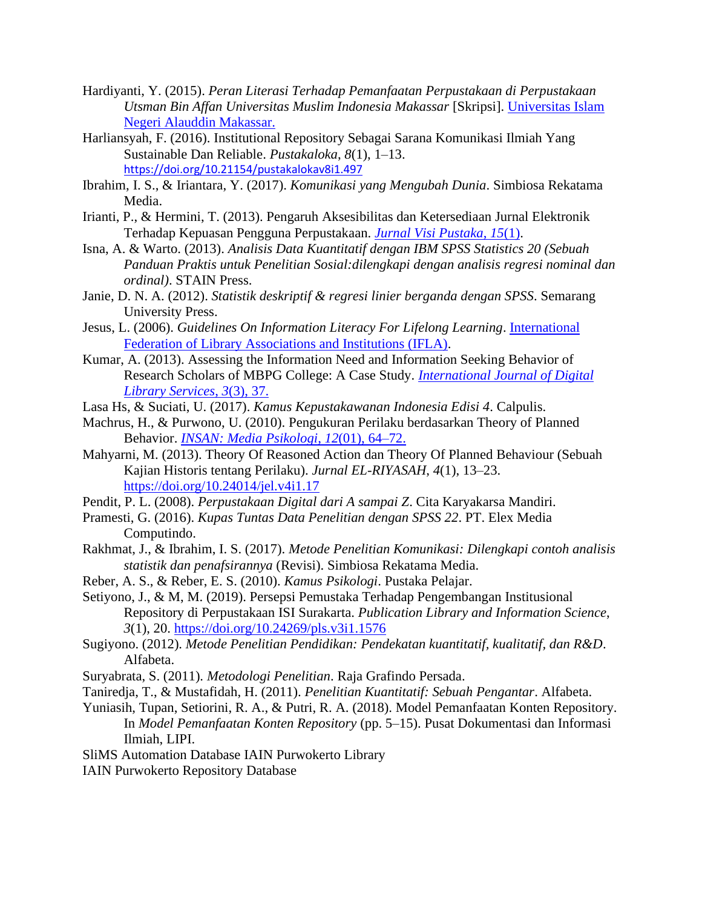Hardiyanti, Y. (2015). *Peran Literasi Terhadap Pemanfaatan Perpustakaan di Perpustakaan Utsman Bin Affan Universitas Muslim Indonesia Makassar* [Skripsi]. Universitas Islam Negeri Alauddin Makassar.

Harliansyah, F. (2016). Institutional Repository Sebagai Sarana Komunikasi Ilmiah Yang Sustainable Dan Reliable. *Pustakaloka, 8*(1), 1–13. https://doi.org/10.21154/pustakalokav8i1.497

Ibrahim, I. S., & Iriantara, Y. (2017). *Komunikasi yang Mengubah Dunia*. Simbiosa Rekatama Media.

Irianti, P., & Hermini, T. (2013). Pengaruh Aksesibilitas dan Ketersediaan Jurnal Elektronik Terhadap Kepuasan Pengguna Perpustakaan. *Jurnal Visi Pustaka, 15*(1).

Isna, A. & Warto. (2013). *Analisis Data Kuantitatif dengan IBM SPSS Statistics 20 (Sebuah Panduan Praktis untuk Penelitian Sosial:dilengkapi dengan analisis regresi nominal dan ordinal)*. STAIN Press.

Janie, D. N. A. (2012). *Statistik deskriptif & regresi linier berganda dengan SPSS*. Semarang University Press.

Jesus, L. (2006). *Guidelines On Information Literacy For Lifelong Learning*. International Federation of Library Associations and Institutions (IFLA).

Kumar, A. (2013). Assessing the Information Need and Information Seeking Behavior of Research Scholars of MBPG College: A Case Study. *International Journal of Digital Library Services, 3*(3), 37.

Lasa Hs, & Suciati, U. (2017). *Kamus Kepustakawanan Indonesia Edisi 4*. Calpulis.

Machrus, H., & Purwono, U. (2010). Pengukuran Perilaku berdasarkan Theory of Planned Behavior. *INSAN: Media Psikologi, 12*(01), 64–72.

Mahyarni, M. (2013). Theory Of Reasoned Action dan Theory Of Planned Behaviour (Sebuah Kajian Historis tentang Perilaku). *Jurnal EL-RIYASAH, 4*(1), 13–23. https://doi.org/10.24014/jel.v4i1.17

Pendit, P. L. (2008). *Perpustakaan Digital dari A sampai Z*. Cita Karyakarsa Mandiri.

Pramesti, G. (2016). *Kupas Tuntas Data Penelitian dengan SPSS 22*. PT. Elex Media Computindo.

Rakhmat, J., & Ibrahim, I. S. (2017). *Metode Penelitian Komunikasi: Dilengkapi contoh analisis statistik dan penafsirannya* (Revisi). Simbiosa Rekatama Media.

Reber, A. S., & Reber, E. S. (2010). *Kamus Psikologi*. Pustaka Pelajar.

Setiyono, J., & M, M. (2019). Persepsi Pemustaka Terhadap Pengembangan Institusional Repository di Perpustakaan ISI Surakarta. *Publication Library and Information Science, 3*(1), 20. https://doi.org/10.24269/pls.v3i1.1576

Sugiyono. (2012). *Metode Penelitian Pendidikan: Pendekatan kuantitatif, kualitatif, dan R&D*. Alfabeta.

Suryabrata, S. (2011). *Metodologi Penelitian*. Raja Grafindo Persada.

Taniredja, T., & Mustafidah, H. (2011). *Penelitian Kuantitatif: Sebuah Pengantar*. Alfabeta.

Yuniasih, Tupan, Setiorini, R. A., & Putri, R. A. (2018). Model Pemanfaatan Konten Repository. In *Model Pemanfaatan Konten Repository* (pp. 5–15). Pusat Dokumentasi dan Informasi Ilmiah, LIPI.

SliMS Automation Database IAIN Purwokerto Library

IAIN Purwokerto Repository Database